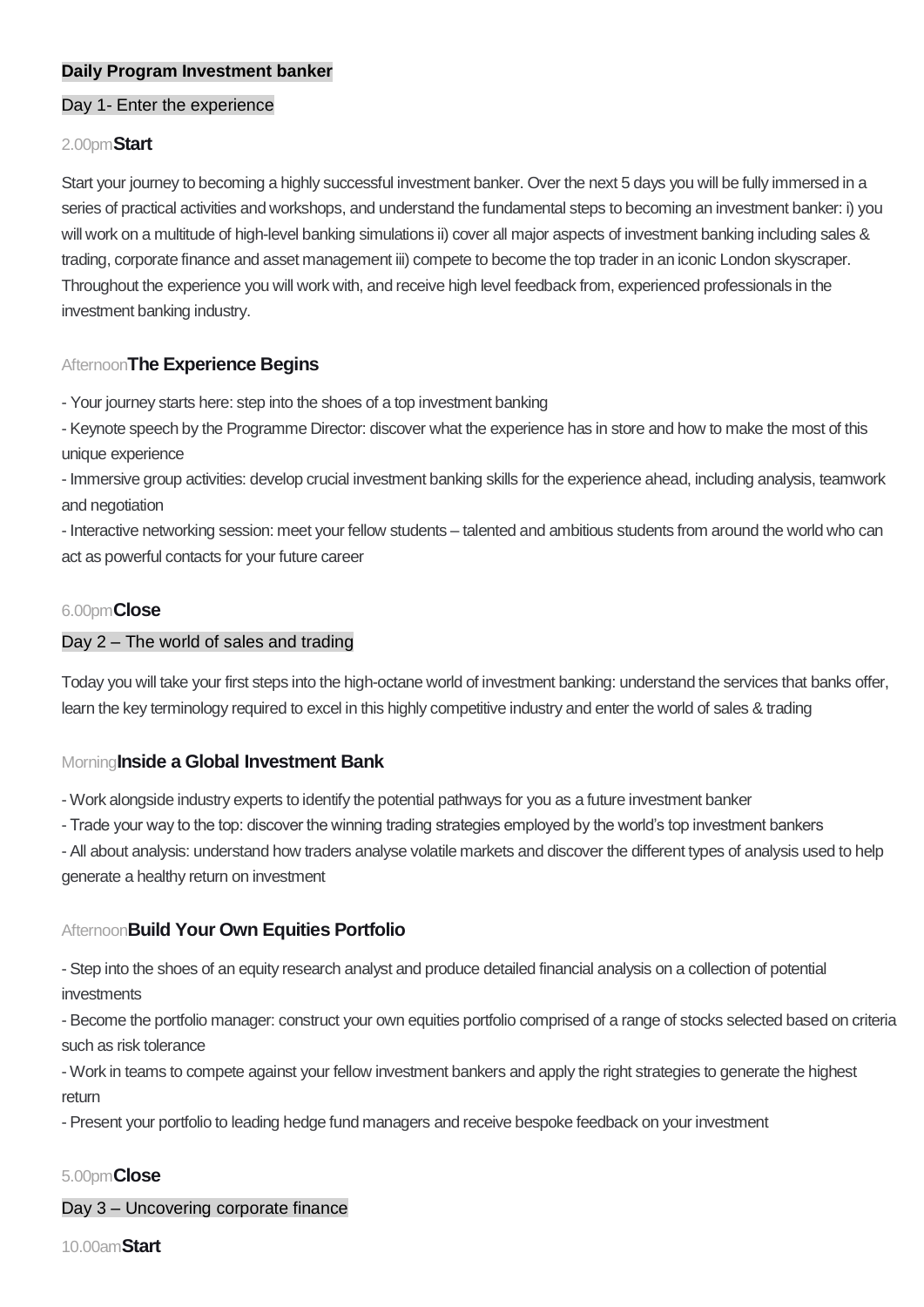**Daily Program Investment banker**

Day 1- Enter the experience

2.00pm **Start**

Start your journey to becoming a highly successful investment banker. Over the next 5 days you will be fully immersed in a series of practical activities and workshops, and understand the fundamental steps to becoming an investment banker: i) you will work on a multitude of high-level banking simulations ii) cover all major aspects of investment banking including sales & trading, corporate finance and asset management iii) compete to become the top trader in an iconic London skyscraper. Throughout the experience you will work with, and receive high level feedback from, experienced professionals in the investment banking industry.

Afternoon **The Experience Begins**

- Your journey starts here: step into the shoes of a top investment banking
- Keynote speech by the Programme Director: discover what the experience has in store and how to make the most of this unique experience
- Immersive group activities: develop crucial investment banking skills for the experience ahead, including analysis, teamwork and negotiation
- Interactive networking session: meet your fellow students – talented and ambitious students from around the world who can act as powerful contacts for your future career

6.00pm **Close**

Day 2 – The world of sales and trading

Today you will take your first steps into the high-octane world of investment banking: understand the services that banks offer, learn the key terminology required to excel in this highly competitive industry and enter the world of sales & trading

Morning **Inside a Global Investment Bank**

- Work alongside industry experts to identify the potential pathways for you as a future investment banker
- Trade your way to the top: discover the winning trading strategies employed by the world's top investment bankers
- All about analysis: understand how traders analyse volatile markets and discover the different types of analysis used to help generate a healthy return on investment

Afternoon **Build Your Own Equities Portfolio**

- Step into the shoes of an equity research analyst and produce detailed financial analysis on a collection of potential investments
- Become the portfolio manager: construct your own equities portfolio comprised of a range of stocks selected based on criteria such as risk tolerance
- Work in teams to compete against your fellow investment bankers and apply the right strategies to generate the highest return
- Present your portfolio to leading hedge fund managers and receive bespoke feedback on your investment

5.00pm **Close**

Day 3 – Uncovering corporate finance

10.00am **Start**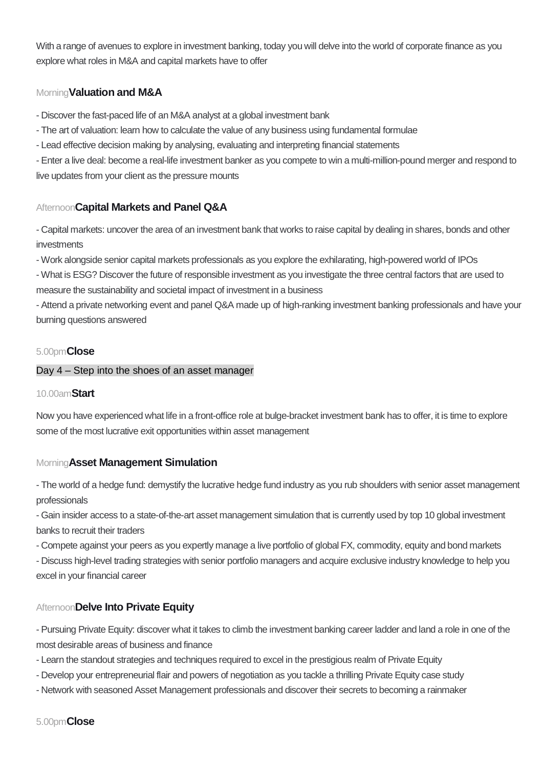With a range of avenues to explore in investment banking, today you will delve into the world of corporate finance as you explore what roles in M&A and capital markets have to offer

Morning **Valuation and M&A**

- Discover the fast-paced life of an M&A analyst at a global investment bank
- The art of valuation: learn how to calculate the value of any business using fundamental formulae
- Lead effective decision making by analysing, evaluating and interpreting financial statements
- Enter a live deal: become a real-life investment banker as you compete to win a multi-million-pound merger and respond to live updates from your client as the pressure mounts

Afternoon **Capital Markets and Panel Q&A**

- Capital markets: uncover the area of an investment bank that works to raise capital by dealing in shares, bonds and other investments
- Work alongside senior capital markets professionals as you explore the exhilarating, high-powered world of IPOs
- What is ESG? Discover the future of responsible investment as you investigate the three central factors that are used to measure the sustainability and societal impact of investment in a business
- Attend a private networking event and panel Q&A made up of high-ranking investment banking professionals and have your burning questions answered

5.00pm **Close**

## Day 4 – Step into the shoes of an asset manager

10.00am **Start**

Now you have experienced what life in a front-office role at bulge-bracket investment bank has to offer, it is time to explore some of the most lucrative exit opportunities within asset management

Morning **Asset Management Simulation**

- The world of a hedge fund: demystify the lucrative hedge fund industry as you rub shoulders with senior asset management professionals
- Gain insider access to a state-of-the-art asset management simulation that is currently used by top 10 global investment banks to recruit their traders
- Compete against your peers as you expertly manage a live portfolio of global FX, commodity, equity and bond markets
- Discuss high-level trading strategies with senior portfolio managers and acquire exclusive industry knowledge to help you excel in your financial career

Afternoon **Delve Into Private Equity**

- Pursuing Private Equity: discover what it takes to climb the investment banking career ladder and land a role in one of the most desirable areas of business and finance
- Learn the standout strategies and techniques required to excel in the prestigious realm of Private Equity
- Develop your entrepreneurial flair and powers of negotiation as you tackle a thrilling Private Equity case study
- Network with seasoned Asset Management professionals and discover their secrets to becoming a rainmaker

5.00pm **Close**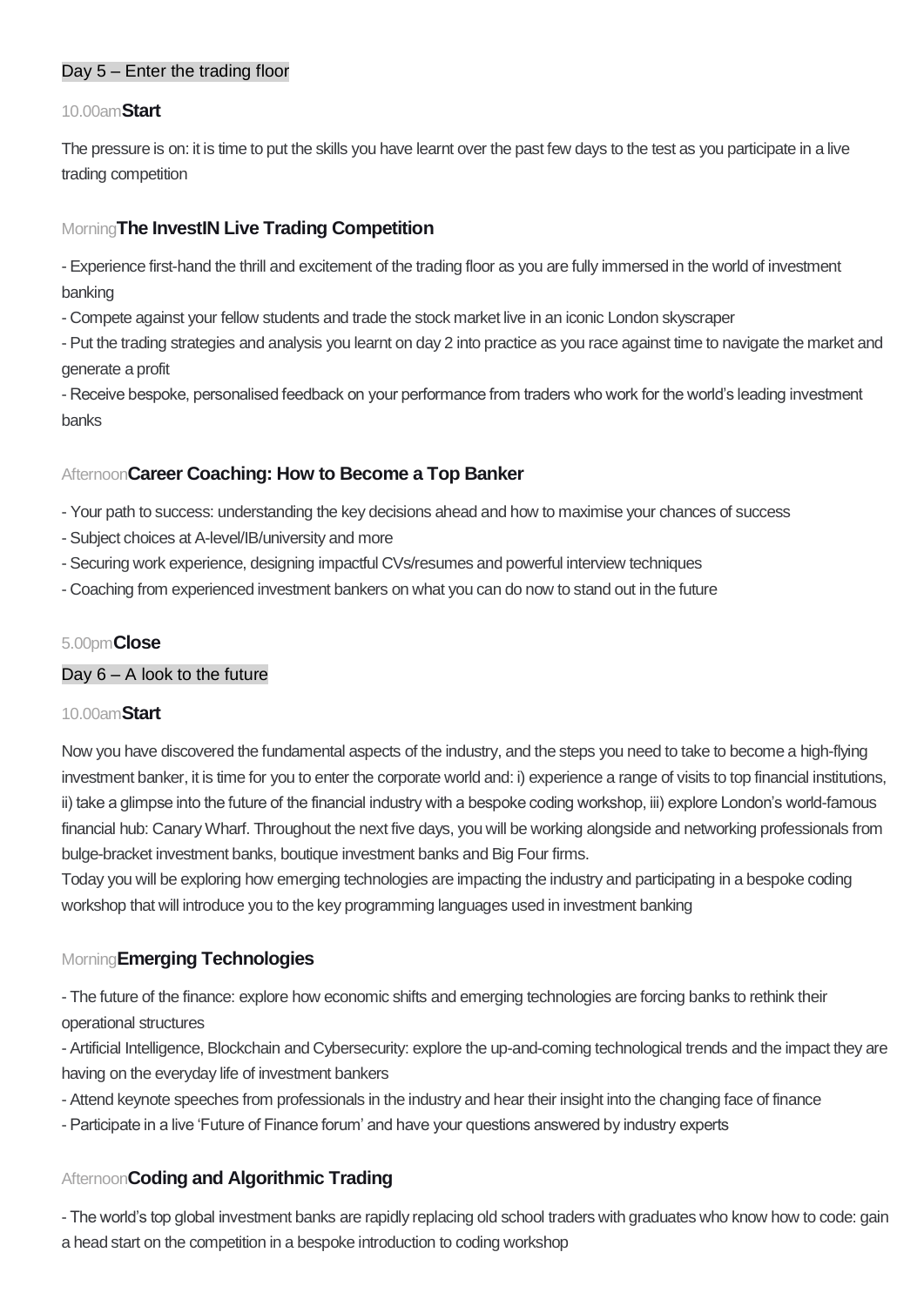## Day 5 – Enter the trading floor

10.00am **Start**

The pressure is on: it is time to put the skills you have learnt over the past few days to the test as you participate in a live trading competition

### Morning **The InvestIN Live Trading Competition**

- Experience first-hand the thrill and excitement of the trading floor as you are fully immersed in the world of investment banking
- Compete against your fellow students and trade the stock market live in an iconic London skyscraper
- Put the trading strategies and analysis you learnt on day 2 into practice as you race against time to navigate the market and generate a profit
- Receive bespoke, personalised feedback on your performance from traders who work for the world's leading investment banks

### Afternoon **Career Coaching: How to Become a Top Banker**

- Your path to success: understanding the key decisions ahead and how to maximise your chances of success
- Subject choices at A-level/IB/university and more
- Securing work experience, designing impactful CVs/resumes and powerful interview techniques
- Coaching from experienced investment bankers on what you can do now to stand out in the future

5.00pm **Close**

## Day 6 – A look to the future

10.00am **Start**

Now you have discovered the fundamental aspects of the industry, and the steps you need to take to become a high-flying investment banker, it is time for you to enter the corporate world and: i) experience a range of visits to top financial institutions, ii) take a glimpse into the future of the financial industry with a bespoke coding workshop, iii) explore London's world-famous financial hub: Canary Wharf. Throughout the next five days, you will be working alongside and networking professionals from bulge-bracket investment banks, boutique investment banks and Big Four firms.
Today you will be exploring how emerging technologies are impacting the industry and participating in a bespoke coding workshop that will introduce you to the key programming languages used in investment banking

### Morning **Emerging Technologies**

- The future of the finance: explore how economic shifts and emerging technologies are forcing banks to rethink their operational structures
- Artificial Intelligence, Blockchain and Cybersecurity: explore the up-and-coming technological trends and the impact they are having on the everyday life of investment bankers
- Attend keynote speeches from professionals in the industry and hear their insight into the changing face of finance
- Participate in a live 'Future of Finance forum' and have your questions answered by industry experts

### Afternoon **Coding and Algorithmic Trading**

- The world's top global investment banks are rapidly replacing old school traders with graduates who know how to code: gain a head start on the competition in a bespoke introduction to coding workshop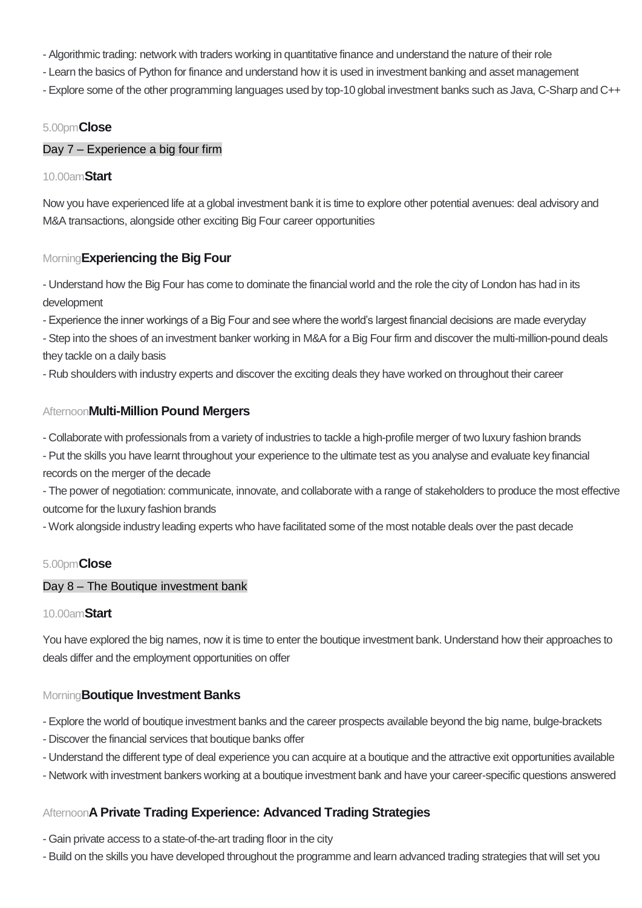- Algorithmic trading: network with traders working in quantitative finance and understand the nature of their role
- Learn the basics of Python for finance and understand how it is used in investment banking and asset management
- Explore some of the other programming languages used by top-10 global investment banks such as Java, C-Sharp and C++

5.00pm **Close**

## Day 7 – Experience a big four firm

10.00am **Start**

Now you have experienced life at a global investment bank it is time to explore other potential avenues: deal advisory and M&A transactions, alongside other exciting Big Four career opportunities

### Morning **Experiencing the Big Four**

- Understand how the Big Four has come to dominate the financial world and the role the city of London has had in its development
- Experience the inner workings of a Big Four and see where the world's largest financial decisions are made everyday
- Step into the shoes of an investment banker working in M&A for a Big Four firm and discover the multi-million-pound deals they tackle on a daily basis
- Rub shoulders with industry experts and discover the exciting deals they have worked on throughout their career

### Afternoon **Multi-Million Pound Mergers**

- Collaborate with professionals from a variety of industries to tackle a high-profile merger of two luxury fashion brands
- Put the skills you have learnt throughout your experience to the ultimate test as you analyse and evaluate key financial records on the merger of the decade
- The power of negotiation: communicate, innovate, and collaborate with a range of stakeholders to produce the most effective outcome for the luxury fashion brands
- Work alongside industry leading experts who have facilitated some of the most notable deals over the past decade

5.00pm **Close**

## Day 8 – The Boutique investment bank

10.00am **Start**

You have explored the big names, now it is time to enter the boutique investment bank. Understand how their approaches to deals differ and the employment opportunities on offer

### Morning **Boutique Investment Banks**

- Explore the world of boutique investment banks and the career prospects available beyond the big name, bulge-brackets
- Discover the financial services that boutique banks offer
- Understand the different type of deal experience you can acquire at a boutique and the attractive exit opportunities available
- Network with investment bankers working at a boutique investment bank and have your career-specific questions answered

### Afternoon **A Private Trading Experience: Advanced Trading Strategies**

- Gain private access to a state-of-the-art trading floor in the city
- Build on the skills you have developed throughout the programme and learn advanced trading strategies that will set you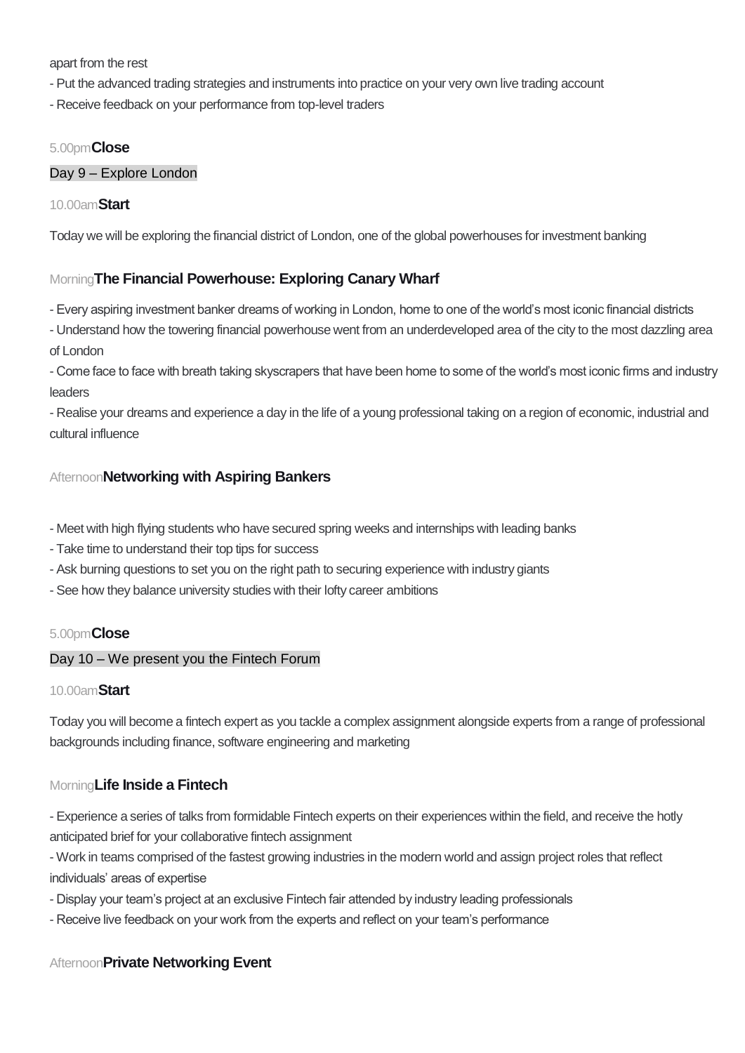apart from the rest

- Put the advanced trading strategies and instruments into practice on your very own live trading account
- Receive feedback on your performance from top-level traders

5.00pm **Close**

## Day 9 – Explore London

10.00am **Start**

Today we will be exploring the financial district of London, one of the global powerhouses for investment banking

### Morning **The Financial Powerhouse: Exploring Canary Wharf**

- Every aspiring investment banker dreams of working in London, home to one of the world's most iconic financial districts
- Understand how the towering financial powerhouse went from an underdeveloped area of the city to the most dazzling area of London
- Come face to face with breath taking skyscrapers that have been home to some of the world's most iconic firms and industry leaders
- Realise your dreams and experience a day in the life of a young professional taking on a region of economic, industrial and cultural influence

### Afternoon **Networking with Aspiring Bankers**

- Meet with high flying students who have secured spring weeks and internships with leading banks
- Take time to understand their top tips for success
- Ask burning questions to set you on the right path to securing experience with industry giants
- See how they balance university studies with their lofty career ambitions

5.00pm **Close**

## Day 10 – We present you the Fintech Forum

10.00am **Start**

Today you will become a fintech expert as you tackle a complex assignment alongside experts from a range of professional backgrounds including finance, software engineering and marketing

### Morning **Life Inside a Fintech**

- Experience a series of talks from formidable Fintech experts on their experiences within the field, and receive the hotly anticipated brief for your collaborative fintech assignment
- Work in teams comprised of the fastest growing industries in the modern world and assign project roles that reflect individuals' areas of expertise
- Display your team's project at an exclusive Fintech fair attended by industry leading professionals
- Receive live feedback on your work from the experts and reflect on your team's performance

### Afternoon **Private Networking Event**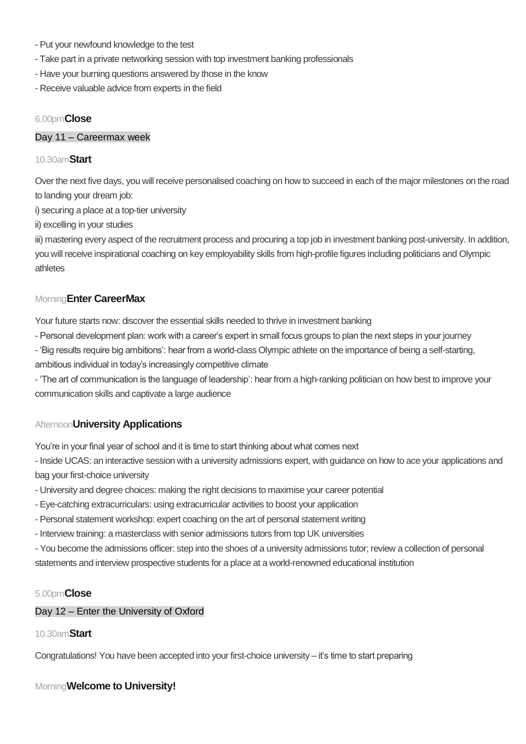- Put your newfound knowledge to the test
- Take part in a private networking session with top investment banking professionals
- Have your burning questions answered by those in the know
- Receive valuable advice from experts in the field

6.00pm **Close**

Day 11 – Careermax week

10.30am **Start**

Over the next five days, you will receive personalised coaching on how to succeed in each of the major milestones on the road to landing your dream job:
i) securing a place at a top-tier university
ii) excelling in your studies
iii) mastering every aspect of the recruitment process and procuring a top job in investment banking post-university. In addition, you will receive inspirational coaching on key employability skills from high-profile figures including politicians and Olympic athletes

Morning **Enter CareerMax**

Your future starts now: discover the essential skills needed to thrive in investment banking
- Personal development plan: work with a career's expert in small focus groups to plan the next steps in your journey
- 'Big results require big ambitions': hear from a world-class Olympic athlete on the importance of being a self-starting, ambitious individual in today's increasingly competitive climate
- 'The art of communication is the language of leadership': hear from a high-ranking politician on how best to improve your communication skills and captivate a large audience

Afternoon **University Applications**

You're in your final year of school and it is time to start thinking about what comes next
- Inside UCAS: an interactive session with a university admissions expert, with guidance on how to ace your applications and bag your first-choice university
- University and degree choices: making the right decisions to maximise your career potential
- Eye-catching extracurriculars: using extracurricular activities to boost your application
- Personal statement workshop: expert coaching on the art of personal statement writing
- Interview training: a masterclass with senior admissions tutors from top UK universities
- You become the admissions officer: step into the shoes of a university admissions tutor; review a collection of personal statements and interview prospective students for a place at a world-renowned educational institution

5.00pm **Close**

Day 12 – Enter the University of Oxford

10.30am **Start**

Congratulations! You have been accepted into your first-choice university – it's time to start preparing

Morning **Welcome to University!**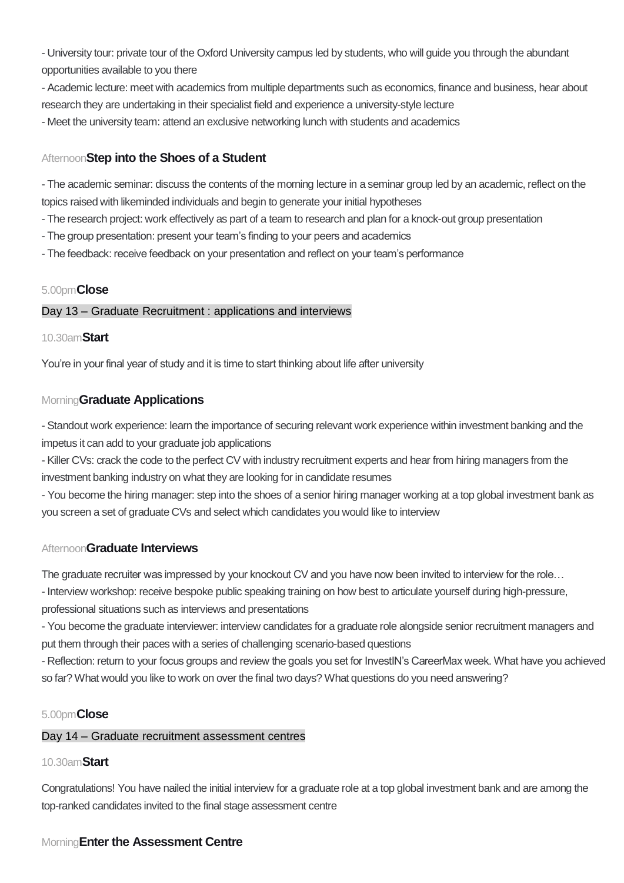- University tour: private tour of the Oxford University campus led by students, who will guide you through the abundant opportunities available to you there
- Academic lecture: meet with academics from multiple departments such as economics, finance and business, hear about research they are undertaking in their specialist field and experience a university-style lecture
- Meet the university team: attend an exclusive networking lunch with students and academics

Afternoon**Step into the Shoes of a Student**

- The academic seminar: discuss the contents of the morning lecture in a seminar group led by an academic, reflect on the topics raised with likeminded individuals and begin to generate your initial hypotheses
- The research project: work effectively as part of a team to research and plan for a knock-out group presentation
- The group presentation: present your team's finding to your peers and academics
- The feedback: receive feedback on your presentation and reflect on your team's performance

5.00pm**Close**

## Day 13 – Graduate Recruitment : applications and interviews

10.30am**Start**

You're in your final year of study and it is time to start thinking about life after university

Morning**Graduate Applications**

- Standout work experience: learn the importance of securing relevant work experience within investment banking and the impetus it can add to your graduate job applications
- Killer CVs: crack the code to the perfect CV with industry recruitment experts and hear from hiring managers from the investment banking industry on what they are looking for in candidate resumes
- You become the hiring manager: step into the shoes of a senior hiring manager working at a top global investment bank as you screen a set of graduate CVs and select which candidates you would like to interview

Afternoon**Graduate Interviews**

The graduate recruiter was impressed by your knockout CV and you have now been invited to interview for the role…
- Interview workshop: receive bespoke public speaking training on how best to articulate yourself during high-pressure, professional situations such as interviews and presentations
- You become the graduate interviewer: interview candidates for a graduate role alongside senior recruitment managers and put them through their paces with a series of challenging scenario-based questions
- Reflection: return to your focus groups and review the goals you set for InvestIN's CareerMax week. What have you achieved so far? What would you like to work on over the final two days? What questions do you need answering?

5.00pm**Close**

## Day 14 – Graduate recruitment assessment centres

10.30am**Start**

Congratulations! You have nailed the initial interview for a graduate role at a top global investment bank and are among the top-ranked candidates invited to the final stage assessment centre

Morning**Enter the Assessment Centre**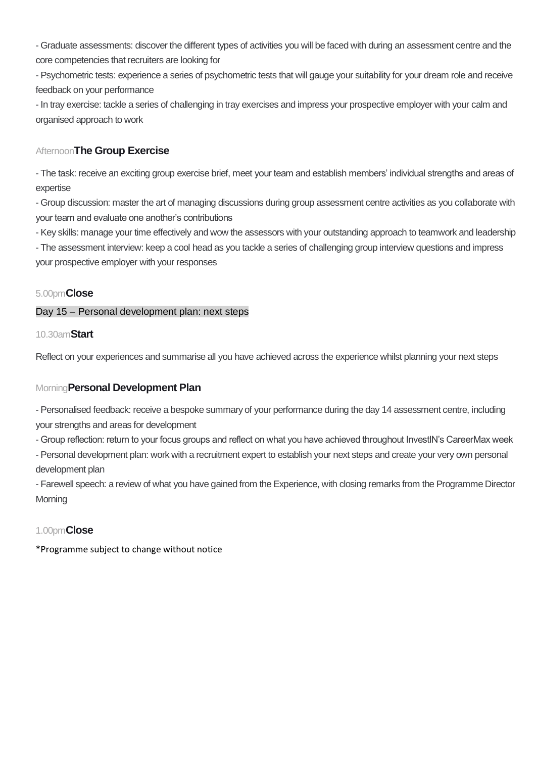- Graduate assessments: discover the different types of activities you will be faced with during an assessment centre and the core competencies that recruiters are looking for
- Psychometric tests: experience a series of psychometric tests that will gauge your suitability for your dream role and receive feedback on your performance
- In tray exercise: tackle a series of challenging in tray exercises and impress your prospective employer with your calm and organised approach to work

Afternoon **The Group Exercise**

- The task: receive an exciting group exercise brief, meet your team and establish members' individual strengths and areas of expertise
- Group discussion: master the art of managing discussions during group assessment centre activities as you collaborate with your team and evaluate one another's contributions
- Key skills: manage your time effectively and wow the assessors with your outstanding approach to teamwork and leadership
- The assessment interview: keep a cool head as you tackle a series of challenging group interview questions and impress your prospective employer with your responses

5.00pm **Close**

## Day 15 – Personal development plan: next steps

10.30am **Start**

Reflect on your experiences and summarise all you have achieved across the experience whilst planning your next steps

Morning **Personal Development Plan**

- Personalised feedback: receive a bespoke summary of your performance during the day 14 assessment centre, including your strengths and areas for development
- Group reflection: return to your focus groups and reflect on what you have achieved throughout InvestIN's CareerMax week
- Personal development plan: work with a recruitment expert to establish your next steps and create your very own personal development plan
- Farewell speech: a review of what you have gained from the Experience, with closing remarks from the Programme Director Morning

1.00pm **Close**

*Programme subject to change without notice